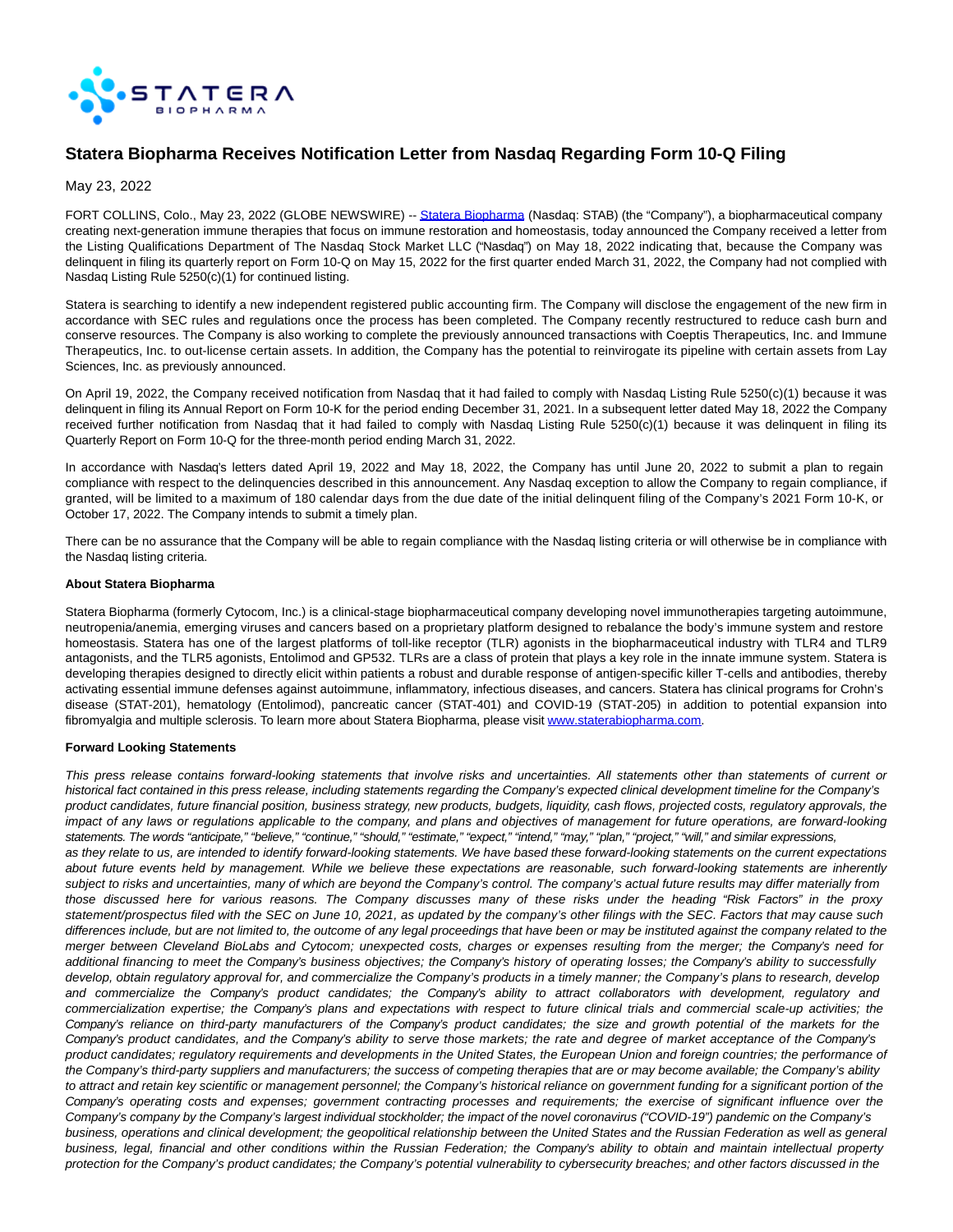# Statera Biopharma Receives Notification Letter from Nasdaq Regarding Form 10-Q Filing

May 23, 2022

FORT COLLINS, Colo., May 23, 2022 (GLOBE NEWSWIRE) -- [Statera Biopharma](Statera Biopharma) (Nasdaq: STAB) (the "Company"), a biopharmaceutical company creating next-generation immune therapies that focus on immune restoration and homeostasis, today announced the Company received a letter from the Listing Qualifications Department of The Nasdaq Stock Market LLC ("Nasdaq") on May 18, 2022 indicating that, because the Company was delinquent in filing its quarterly report on Form 10-Q on May 15, 2022 for the first quarter ended March 31, 2022, the Company had not complied with Nasdaq Listing Rule 5250(c)(1) for continued listing.

Statera is searching to identify a new independent registered public accounting firm. The Company will disclose the engagement of the new firm in accordance with SEC rules and regulations once the process has been completed. The Company recently restructured to reduce cash burn and conserve resources. The Company is also working to complete the previously announced transactions with Coeptis Therapeutics, Inc. and Immune Therapeutics, Inc. to out-license certain assets. In addition, the Company has the potential to reinvigorate its pipeline with certain assets from Lay Sciences, Inc. as previously announced.

On April 19, 2022, the Company received notification from Nasdaq that it had failed to comply with Nasdaq Listing Rule 5250(c)(1) because it was delinquent in filing its Annual Report on Form 10-K for the period ending December 31, 2021. In a subsequent letter dated May 18, 2022 the Company received further notification from Nasdaq that it had failed to comply with Nasdaq Listing Rule 5250(c)(1) because it was delinquent in filing its Quarterly Report on Form 10-Q for the three-month period ending March 31, 2022.

In accordance with Nasdaq's letters dated April 19, 2022 and May 18, 2022, the Company has until June 20, 2022 to submit a plan to regain compliance with respect to the delinquencies described in this announcement. Any Nasdaq exception to allow the Company to regain compliance, if granted, will be limited to a maximum of 180 calendar days from the due date of the initial delinquent filing of the Company's 2021 Form 10-K, or October 17, 2022. The Company intends to submit a timely plan.

There can be no assurance that the Company will be able to regain compliance with the Nasdaq listing criteria or will otherwise be in compliance with the Nasdaq listing criteria.

**About Statera Biopharma**

Statera Biopharma (formerly Cytocom, Inc.) is a clinical-stage biopharmaceutical company developing novel immunotherapies targeting autoimmune, neutropenia/anemia, emerging viruses and cancers based on a proprietary platform designed to rebalance the body's immune system and restore homeostasis. Statera has one of the largest platforms of toll-like receptor (TLR) agonists in the biopharmaceutical industry with TLR4 and TLR9 antagonists, and the TLR5 agonists, Entolimod and GP532. TLRs are a class of protein that plays a key role in the innate immune system. Statera is developing therapies designed to directly elicit within patients a robust and durable response of antigen-specific killer T-cells and antibodies, thereby activating essential immune defenses against autoimmune, inflammatory, infectious diseases, and cancers. Statera has clinical programs for Crohn's disease (STAT-201), hematology (Entolimod), pancreatic cancer (STAT-401) and COVID-19 (STAT-205) in addition to potential expansion into fibromyalgia and multiple sclerosis. To learn more about Statera Biopharma, please visit [www.staterabiopharma.com](www.staterabiopharma.com).

**Forward Looking Statements**

*This press release contains forward-looking statements that involve risks and uncertainties. All statements other than statements of current or historical fact contained in this press release, including statements regarding the Company's expected clinical development timeline for the Company's product candidates, future financial position, business strategy, new products, budgets, liquidity, cash flows, projected costs, regulatory approvals, the impact of any laws or regulations applicable to the company, and plans and objectives of management for future operations, are forward-looking statements. The words "anticipate," "believe," "continue," "should," "estimate," "expect," "intend," "may," "plan," "project," "will," and similar expressions, as they relate to us, are intended to identify forward-looking statements. We have based these forward-looking statements on the current expectations about future events held by management. While we believe these expectations are reasonable, such forward-looking statements are inherently subject to risks and uncertainties, many of which are beyond the Company's control. The company's actual future results may differ materially from those discussed here for various reasons. The Company discusses many of these risks under the heading "Risk Factors" in the proxy statement/prospectus filed with the SEC on June 10, 2021, as updated by the company's other filings with the SEC. Factors that may cause such differences include, but are not limited to, the outcome of any legal proceedings that have been or may be instituted against the company related to the merger between Cleveland BioLabs and Cytocom; unexpected costs, charges or expenses resulting from the merger; the Company's need for additional financing to meet the Company's business objectives; the Company's history of operating losses; the Company's ability to successfully develop, obtain regulatory approval for, and commercialize the Company's products in a timely manner; the Company's plans to research, develop and commercialize the Company's product candidates; the Company's ability to attract collaborators with development, regulatory and commercialization expertise; the Company's plans and expectations with respect to future clinical trials and commercial scale-up activities; the Company's reliance on third-party manufacturers of the Company's product candidates; the size and growth potential of the markets for the Company's product candidates, and the Company's ability to serve those markets; the rate and degree of market acceptance of the Company's product candidates; regulatory requirements and developments in the United States, the European Union and foreign countries; the performance of the Company's third-party suppliers and manufacturers; the success of competing therapies that are or may become available; the Company's ability to attract and retain key scientific or management personnel; the Company's historical reliance on government funding for a significant portion of the Company's operating costs and expenses; government contracting processes and requirements; the exercise of significant influence over the Company's company by the Company's largest individual stockholder; the impact of the novel coronavirus ("COVID-19") pandemic on the Company's business, operations and clinical development; the geopolitical relationship between the United States and the Russian Federation as well as general business, legal, financial and other conditions within the Russian Federation; the Company's ability to obtain and maintain intellectual property protection for the Company's product candidates; the Company's potential vulnerability to cybersecurity breaches; and other factors discussed in the*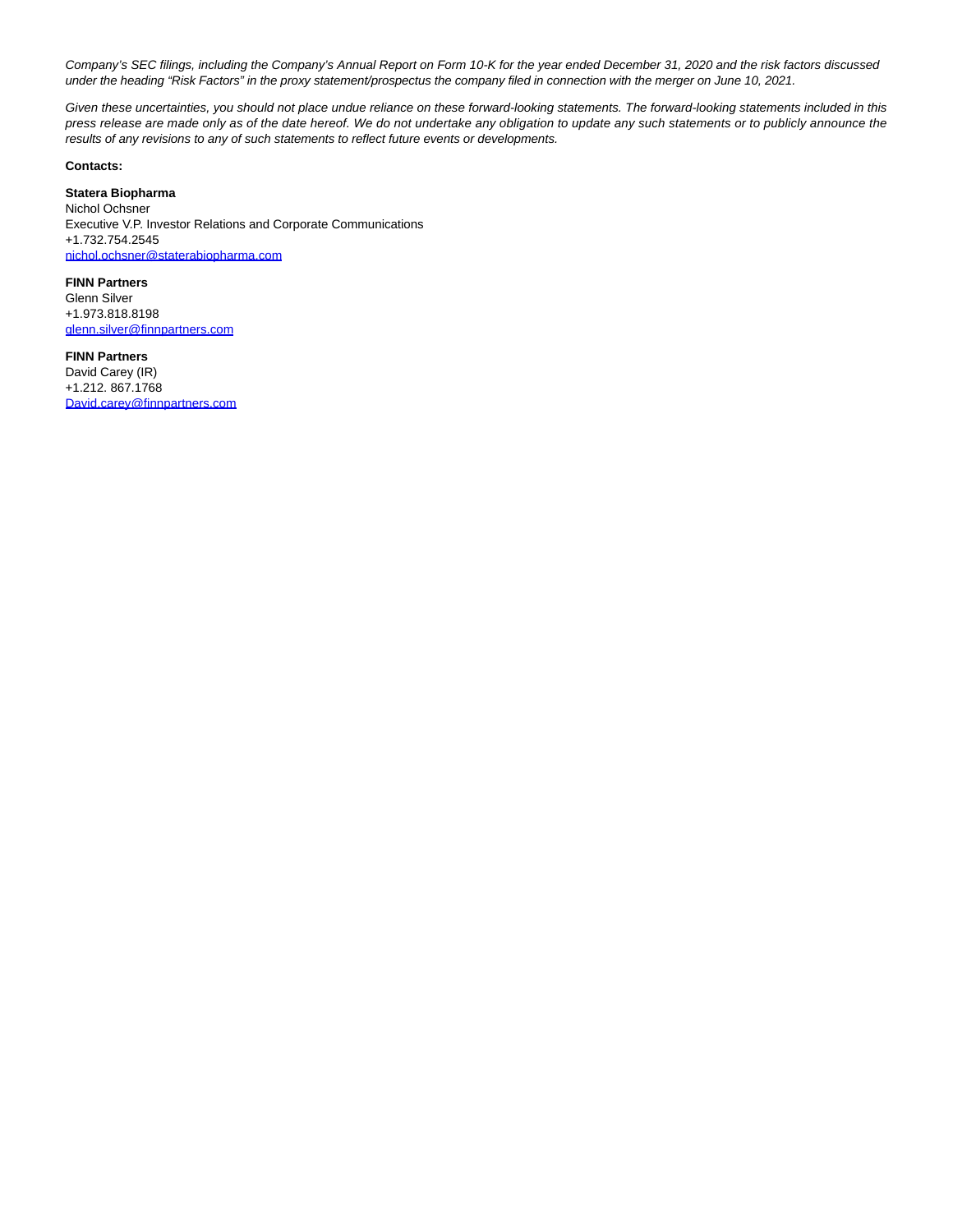*Company's SEC filings, including the Company's Annual Report on Form 10-K for the year ended December 31, 2020 and the risk factors discussed under the heading "Risk Factors" in the proxy statement/prospectus the company filed in connection with the merger on June 10, 2021.*

*Given these uncertainties, you should not place undue reliance on these forward-looking statements. The forward-looking statements included in this press release are made only as of the date hereof. We do not undertake any obligation to update any such statements or to publicly announce the results of any revisions to any of such statements to reflect future events or developments.*

**Contacts:**

**Statera Biopharma**
Nichol Ochsner
Executive V.P. Investor Relations and Corporate Communications
+1.732.754.2545
nichol.ochsner@staterabiopharma.com

**FINN Partners**
Glenn Silver
+1.973.818.8198
glenn.silver@finnpartners.com

**FINN Partners**
David Carey (IR)
+1.212. 867.1768
David.carey@finnpartners.com